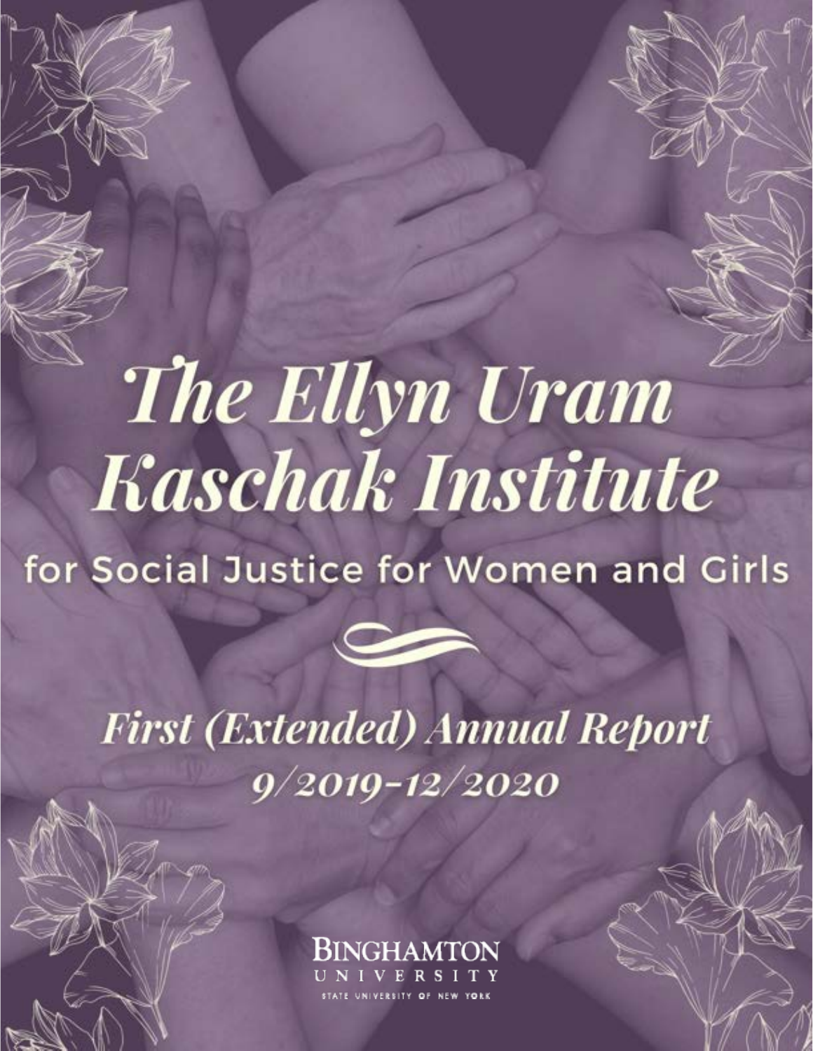# The Ellyn Uram Kaschak Institute

## for Social Justice for Women and Girls

## First (Extended) Annual Report

## 9/2019–12/2020

BINGHAMTON UNIVERSITY

STATE UNIVERSITY OF NEW YORK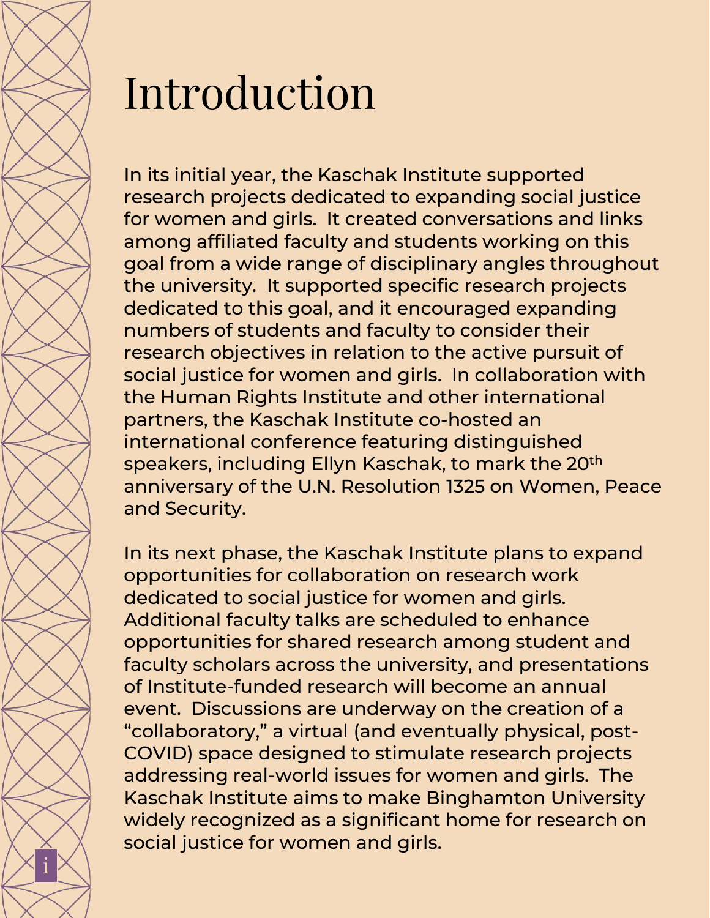# Introduction

In its initial year, the Kaschak Institute supported research projects dedicated to expanding social justice for women and girls. It created conversations and links among affiliated faculty and students working on this goal from a wide range of disciplinary angles throughout the university. It supported specific research projects dedicated to this goal, and it encouraged expanding numbers of students and faculty to consider their research objectives in relation to the active pursuit of social justice for women and girls. In collaboration with the Human Rights Institute and other international partners, the Kaschak Institute co-hosted an international conference featuring distinguished speakers, including Ellyn Kaschak, to mark the 20th anniversary of the U.N. Resolution 1325 on Women, Peace and Security.

In its next phase, the Kaschak Institute plans to expand opportunities for collaboration on research work dedicated to social justice for women and girls. Additional faculty talks are scheduled to enhance opportunities for shared research among student and faculty scholars across the university, and presentations of Institute-funded research will become an annual event. Discussions are underway on the creation of a “collaboratory,” a virtual (and eventually physical, post-COVID) space designed to stimulate research projects addressing real-world issues for women and girls. The Kaschak Institute aims to make Binghamton University widely recognized as a significant home for research on social justice for women and girls.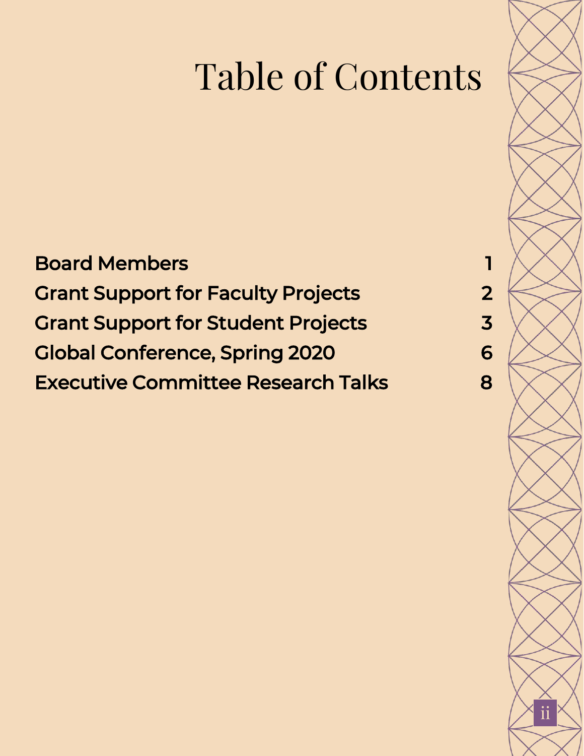# Table of Contents

| | |
|---|---|
| **Board Members** | **1** |
| **Grant Support for Faculty Projects** | **2** |
| **Grant Support for Student Projects** | **3** |
| **Global Conference, Spring 2020** | **6** |
| **Executive Committee Research Talks** | **8** |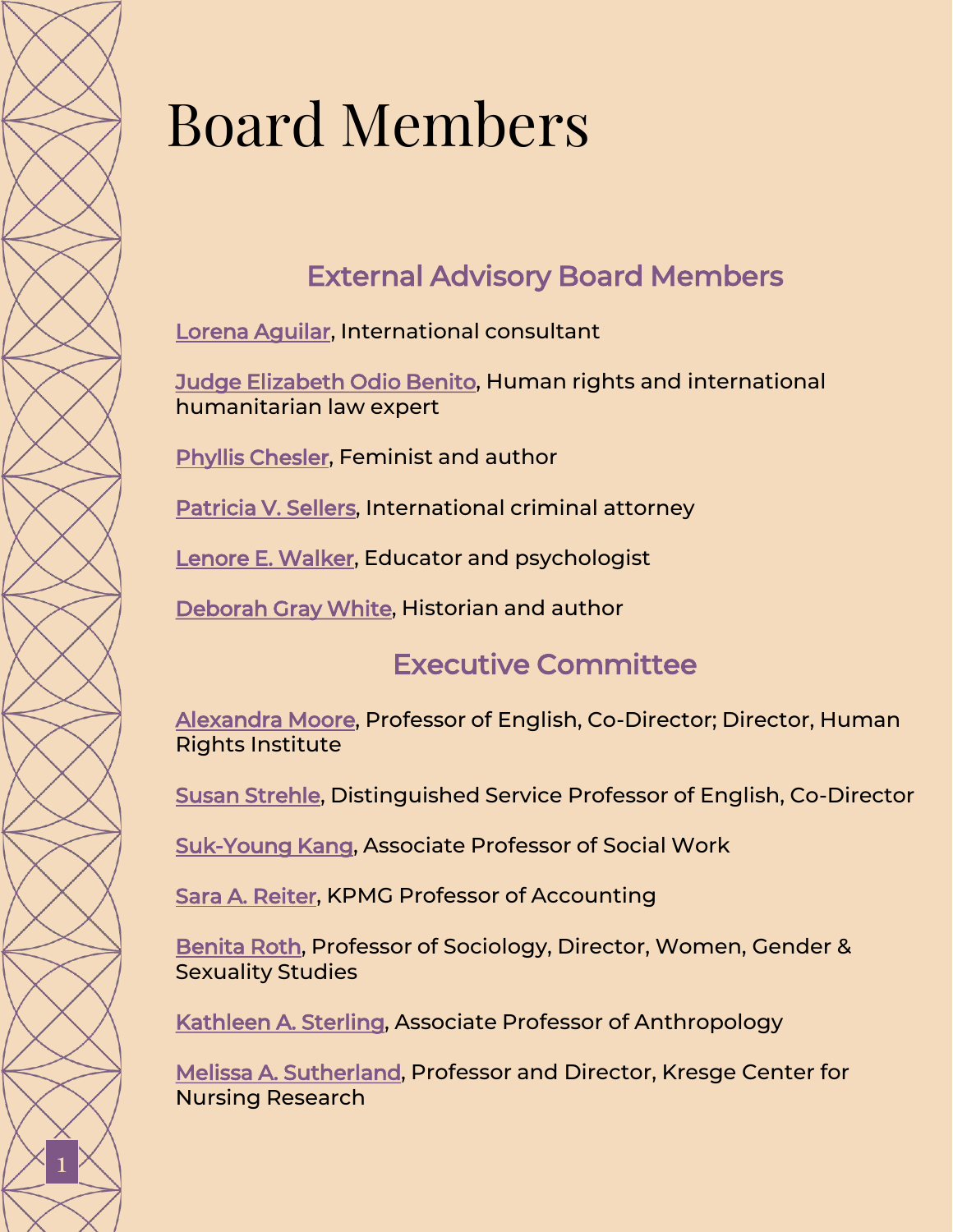# Board Members

## External Advisory Board Members

Lorena Aguilar, International consultant

Judge Elizabeth Odio Benito, Human rights and international humanitarian law expert

Phyllis Chesler, Feminist and author

Patricia V. Sellers, International criminal attorney

Lenore E. Walker, Educator and psychologist

Deborah Gray White, Historian and author

## Executive Committee

Alexandra Moore, Professor of English, Co-Director; Director, Human Rights Institute

Susan Strehle, Distinguished Service Professor of English, Co-Director

Suk-Young Kang, Associate Professor of Social Work

Sara A. Reiter, KPMG Professor of Accounting

Benita Roth, Professor of Sociology, Director, Women, Gender & Sexuality Studies

Kathleen A. Sterling, Associate Professor of Anthropology

Melissa A. Sutherland, Professor and Director, Kresge Center for Nursing Research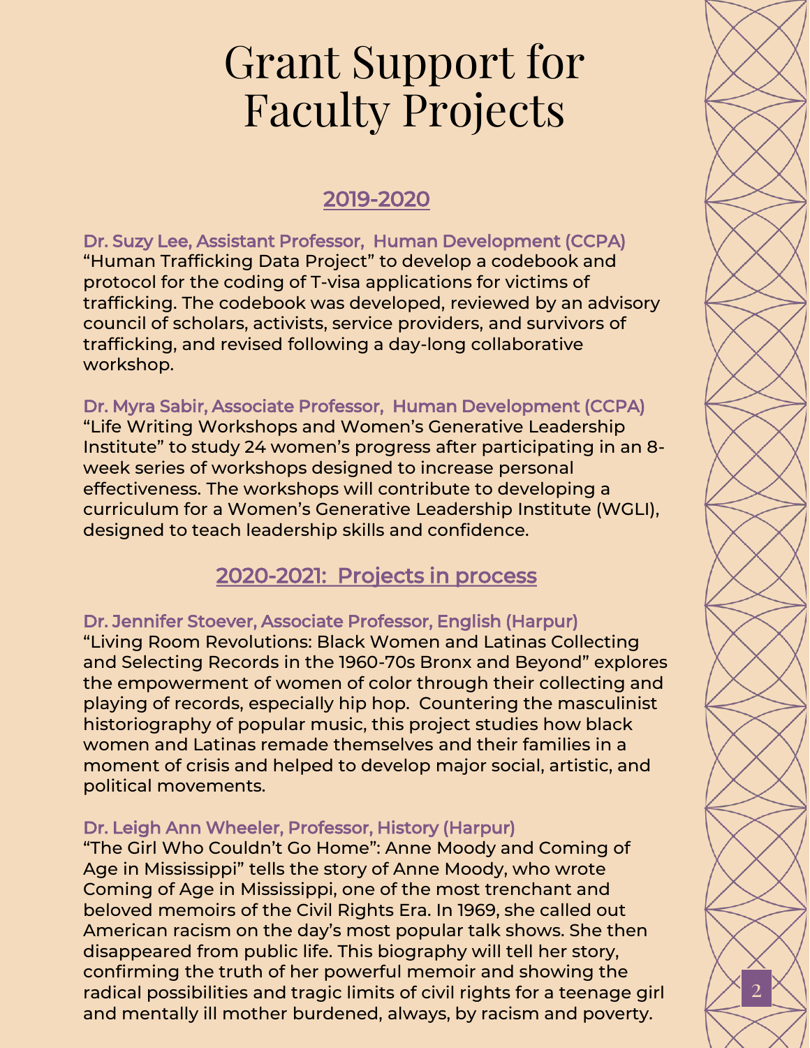# Grant Support for Faculty Projects

## 2019-2020

### Dr. Suzy Lee, Assistant Professor, Human Development (CCPA)

"Human Trafficking Data Project" to develop a codebook and protocol for the coding of T-visa applications for victims of trafficking. The codebook was developed, reviewed by an advisory council of scholars, activists, service providers, and survivors of trafficking, and revised following a day-long collaborative workshop.

### Dr. Myra Sabir, Associate Professor, Human Development (CCPA)

"Life Writing Workshops and Women's Generative Leadership Institute" to study 24 women's progress after participating in an 8-week series of workshops designed to increase personal effectiveness. The workshops will contribute to developing a curriculum for a Women's Generative Leadership Institute (WGLI), designed to teach leadership skills and confidence.

## 2020-2021: Projects in process

### Dr. Jennifer Stoever, Associate Professor, English (Harpur)

"Living Room Revolutions: Black Women and Latinas Collecting and Selecting Records in the 1960-70s Bronx and Beyond" explores the empowerment of women of color through their collecting and playing of records, especially hip hop. Countering the masculinist historiography of popular music, this project studies how black women and Latinas remade themselves and their families in a moment of crisis and helped to develop major social, artistic, and political movements.

### Dr. Leigh Ann Wheeler, Professor, History (Harpur)

"The Girl Who Couldn't Go Home": Anne Moody and Coming of Age in Mississippi" tells the story of Anne Moody, who wrote Coming of Age in Mississippi, one of the most trenchant and beloved memoirs of the Civil Rights Era. In 1969, she called out American racism on the day's most popular talk shows. She then disappeared from public life. This biography will tell her story, confirming the truth of her powerful memoir and showing the radical possibilities and tragic limits of civil rights for a teenage girl and mentally ill mother burdened, always, by racism and poverty.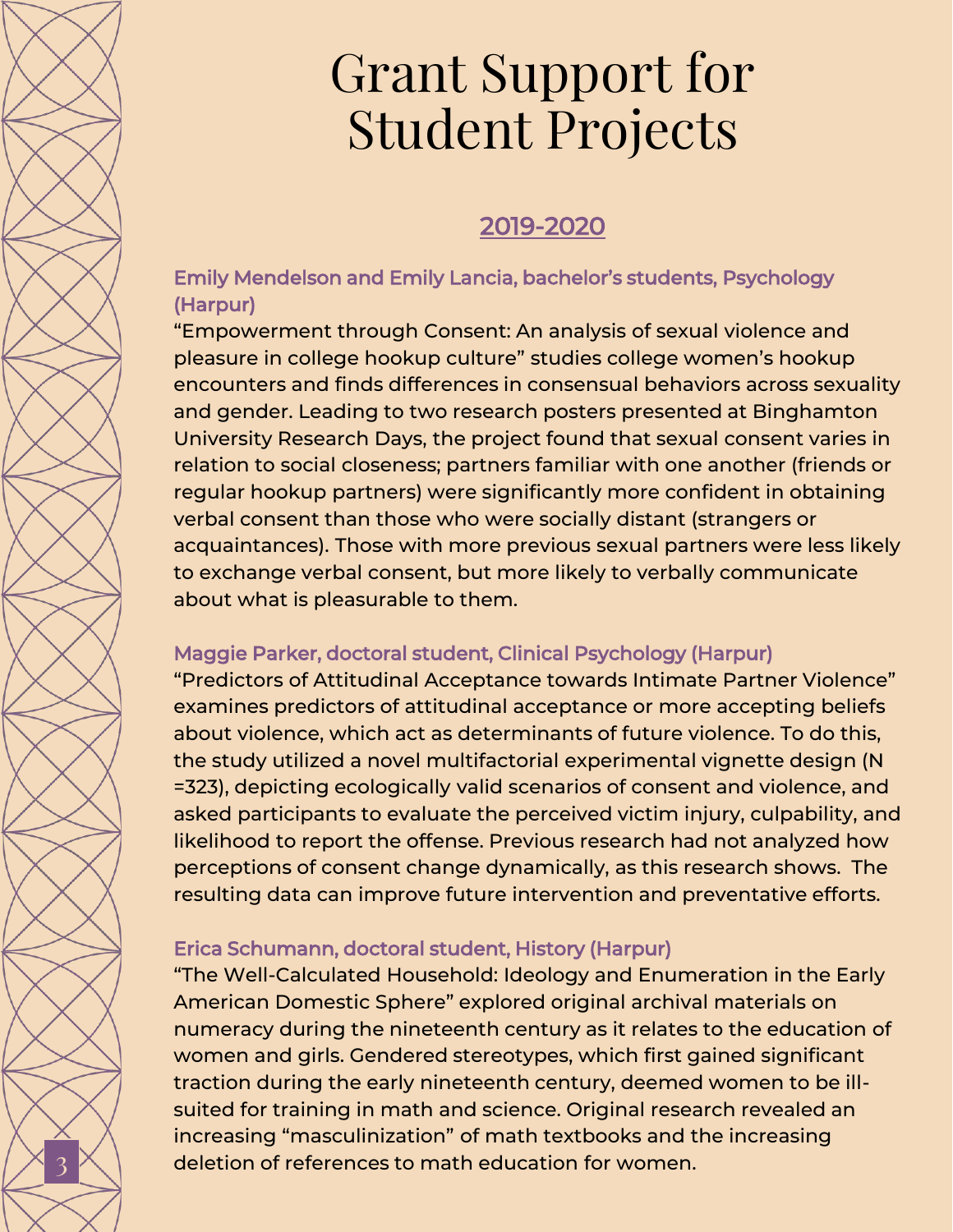# Grant Support for Student Projects

## 2019-2020

### Emily Mendelson and Emily Lancia, bachelor's students, Psychology (Harpur)

"Empowerment through Consent: An analysis of sexual violence and pleasure in college hookup culture" studies college women's hookup encounters and finds differences in consensual behaviors across sexuality and gender. Leading to two research posters presented at Binghamton University Research Days, the project found that sexual consent varies in relation to social closeness; partners familiar with one another (friends or regular hookup partners) were significantly more confident in obtaining verbal consent than those who were socially distant (strangers or acquaintances). Those with more previous sexual partners were less likely to exchange verbal consent, but more likely to verbally communicate about what is pleasurable to them.

### Maggie Parker, doctoral student, Clinical Psychology (Harpur)

"Predictors of Attitudinal Acceptance towards Intimate Partner Violence" examines predictors of attitudinal acceptance or more accepting beliefs about violence, which act as determinants of future violence. To do this, the study utilized a novel multifactorial experimental vignette design (N =323), depicting ecologically valid scenarios of consent and violence, and asked participants to evaluate the perceived victim injury, culpability, and likelihood to report the offense. Previous research had not analyzed how perceptions of consent change dynamically, as this research shows. The resulting data can improve future intervention and preventative efforts.

### Erica Schumann, doctoral student, History (Harpur)

"The Well-Calculated Household: Ideology and Enumeration in the Early American Domestic Sphere" explored original archival materials on numeracy during the nineteenth century as it relates to the education of women and girls. Gendered stereotypes, which first gained significant traction during the early nineteenth century, deemed women to be ill-suited for training in math and science. Original research revealed an increasing "masculinization" of math textbooks and the increasing deletion of references to math education for women.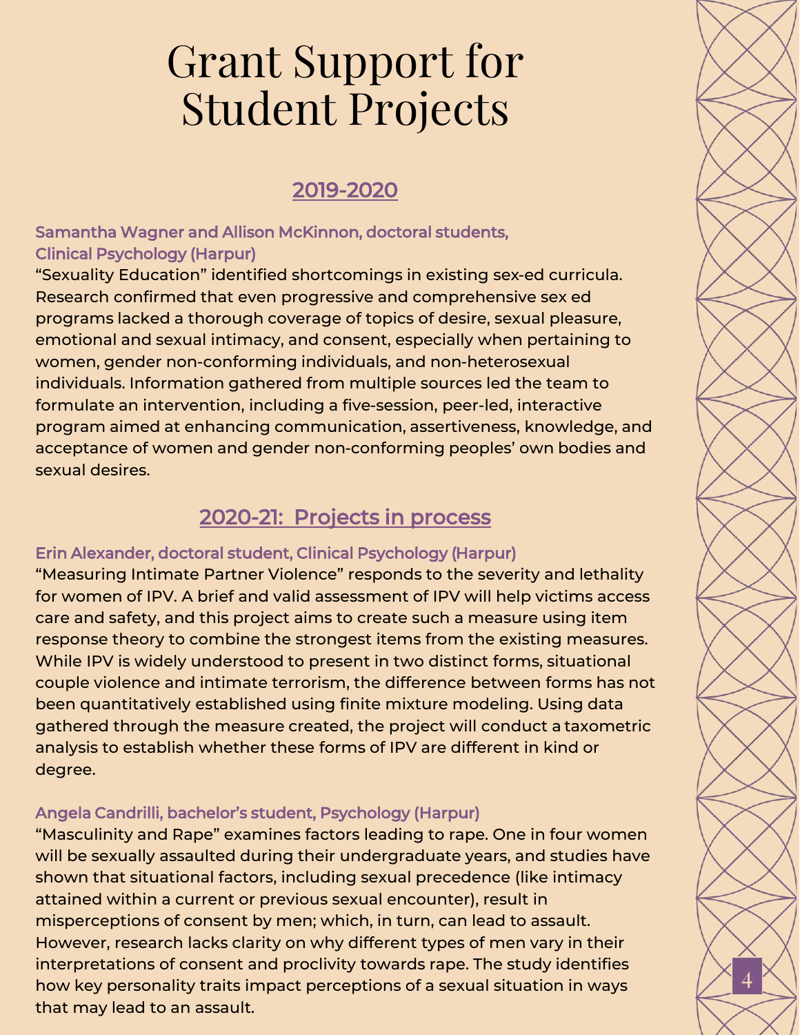# Grant Support for Student Projects

## 2019-2020

### Samantha Wagner and Allison McKinnon, doctoral students, Clinical Psychology (Harpur)

“Sexuality Education” identified shortcomings in existing sex-ed curricula. Research confirmed that even progressive and comprehensive sex ed programs lacked a thorough coverage of topics of desire, sexual pleasure, emotional and sexual intimacy, and consent, especially when pertaining to women, gender non-conforming individuals, and non-heterosexual individuals. Information gathered from multiple sources led the team to formulate an intervention, including a five-session, peer-led, interactive program aimed at enhancing communication, assertiveness, knowledge, and acceptance of women and gender non-conforming peoples’ own bodies and sexual desires.

## 2020-21: Projects in process

### Erin Alexander, doctoral student, Clinical Psychology (Harpur)

“Measuring Intimate Partner Violence” responds to the severity and lethality for women of IPV. A brief and valid assessment of IPV will help victims access care and safety, and this project aims to create such a measure using item response theory to combine the strongest items from the existing measures. While IPV is widely understood to present in two distinct forms, situational couple violence and intimate terrorism, the difference between forms has not been quantitatively established using finite mixture modeling. Using data gathered through the measure created, the project will conduct a taxometric analysis to establish whether these forms of IPV are different in kind or degree.

### Angela Candrilli, bachelor’s student, Psychology (Harpur)

“Masculinity and Rape” examines factors leading to rape. One in four women will be sexually assaulted during their undergraduate years, and studies have shown that situational factors, including sexual precedence (like intimacy attained within a current or previous sexual encounter), result in misperceptions of consent by men; which, in turn, can lead to assault. However, research lacks clarity on why different types of men vary in their interpretations of consent and proclivity towards rape. The study identifies how key personality traits impact perceptions of a sexual situation in ways that may lead to an assault.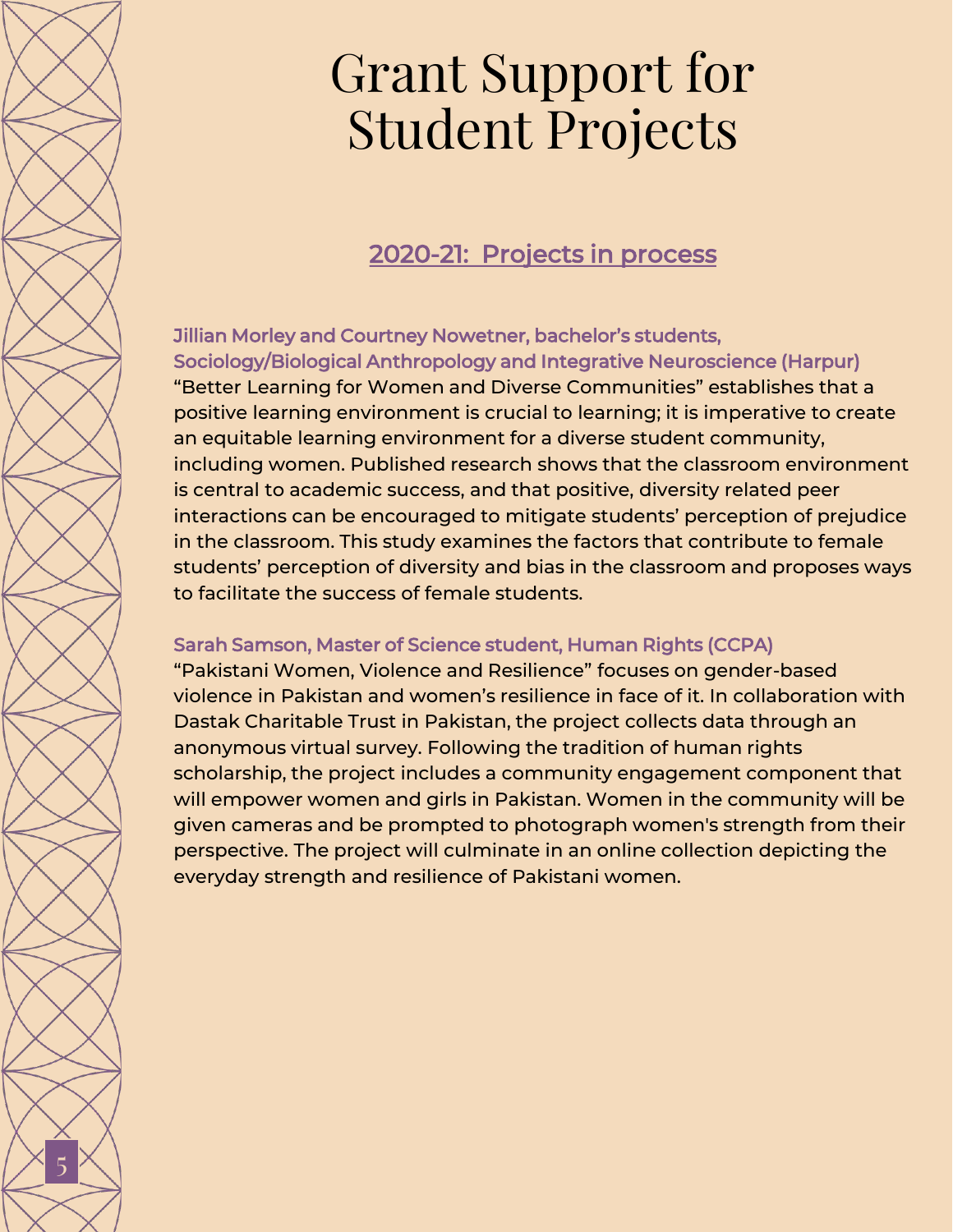# Grant Support for Student Projects

## 2020-21: Projects in process

**Jillian Morley and Courtney Nowetner, bachelor's students, Sociology/Biological Anthropology and Integrative Neuroscience (Harpur)**

"Better Learning for Women and Diverse Communities" establishes that a positive learning environment is crucial to learning; it is imperative to create an equitable learning environment for a diverse student community, including women. Published research shows that the classroom environment is central to academic success, and that positive, diversity related peer interactions can be encouraged to mitigate students' perception of prejudice in the classroom. This study examines the factors that contribute to female students' perception of diversity and bias in the classroom and proposes ways to facilitate the success of female students.

**Sarah Samson, Master of Science student, Human Rights (CCPA)**

"Pakistani Women, Violence and Resilience" focuses on gender-based violence in Pakistan and women's resilience in face of it. In collaboration with Dastak Charitable Trust in Pakistan, the project collects data through an anonymous virtual survey. Following the tradition of human rights scholarship, the project includes a community engagement component that will empower women and girls in Pakistan. Women in the community will be given cameras and be prompted to photograph women's strength from their perspective. The project will culminate in an online collection depicting the everyday strength and resilience of Pakistani women.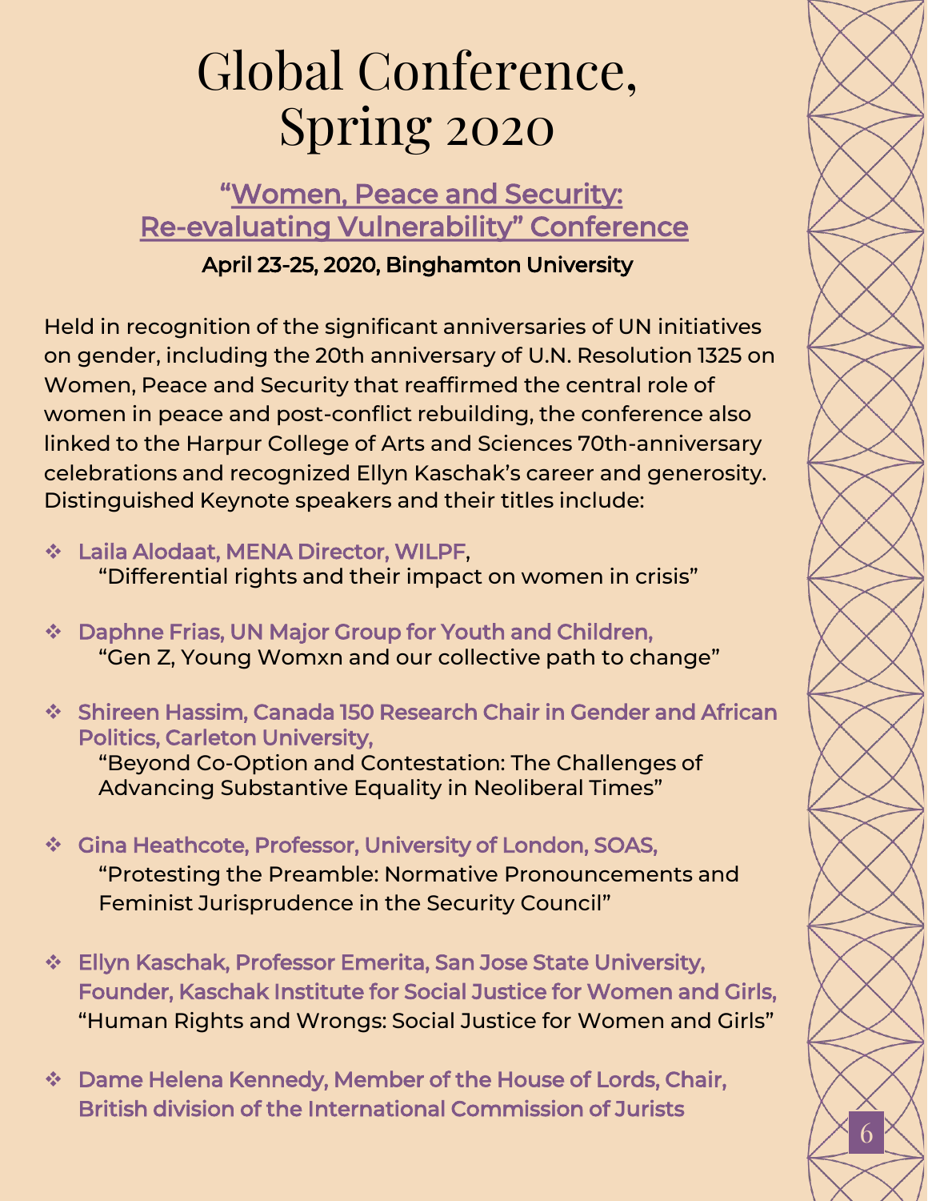# Global Conference, Spring 2020

## “Women, Peace and Security: Re-evaluating Vulnerability” Conference

**April 23-25, 2020, Binghamton University**

Held in recognition of the significant anniversaries of UN initiatives on gender, including the 20th anniversary of U.N. Resolution 1325 on Women, Peace and Security that reaffirmed the central role of women in peace and post-conflict rebuilding, the conference also linked to the Harpur College of Arts and Sciences 70th-anniversary celebrations and recognized Ellyn Kaschak’s career and generosity. Distinguished Keynote speakers and their titles include:

- **Laila Alodaat, MENA Director, WILPF,**
  “Differential rights and their impact on women in crisis”
- **Daphne Frias, UN Major Group for Youth and Children,**
  “Gen Z, Young Womxn and our collective path to change”
- **Shireen Hassim, Canada 150 Research Chair in Gender and African Politics, Carleton University,**
  “Beyond Co-Option and Contestation: The Challenges of Advancing Substantive Equality in Neoliberal Times”
- **Gina Heathcote, Professor, University of London, SOAS,**
  “Protesting the Preamble: Normative Pronouncements and Feminist Jurisprudence in the Security Council”
- **Ellyn Kaschak, Professor Emerita, San Jose State University, Founder, Kaschak Institute for Social Justice for Women and Girls,**
  “Human Rights and Wrongs: Social Justice for Women and Girls”
- **Dame Helena Kennedy, Member of the House of Lords, Chair, British division of the International Commission of Jurists**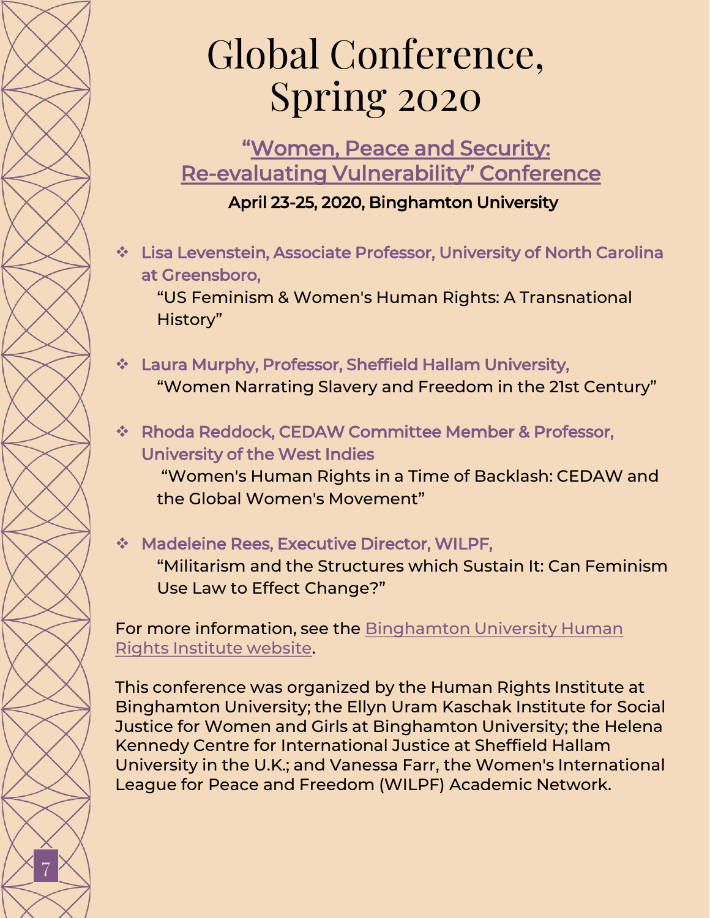# Global Conference, Spring 2020

## "Women, Peace and Security: Re-evaluating Vulnerability" Conference

**April 23-25, 2020, Binghamton University**

- **Lisa Levenstein, Associate Professor, University of North Carolina at Greensboro,**
  "US Feminism & Women's Human Rights: A Transnational History"

- **Laura Murphy, Professor, Sheffield Hallam University,**
  "Women Narrating Slavery and Freedom in the 21st Century"

- **Rhoda Reddock, CEDAW Committee Member & Professor, University of the West Indies**
  "Women's Human Rights in a Time of Backlash: CEDAW and the Global Women's Movement"

- **Madeleine Rees, Executive Director, WILPF,**
  "Militarism and the Structures which Sustain It: Can Feminism Use Law to Effect Change?"

For more information, see the Binghamton University Human Rights Institute website.

This conference was organized by the Human Rights Institute at Binghamton University; the Ellyn Uram Kaschak Institute for Social Justice for Women and Girls at Binghamton University; the Helena Kennedy Centre for International Justice at Sheffield Hallam University in the U.K.; and Vanessa Farr, the Women's International League for Peace and Freedom (WILPF) Academic Network.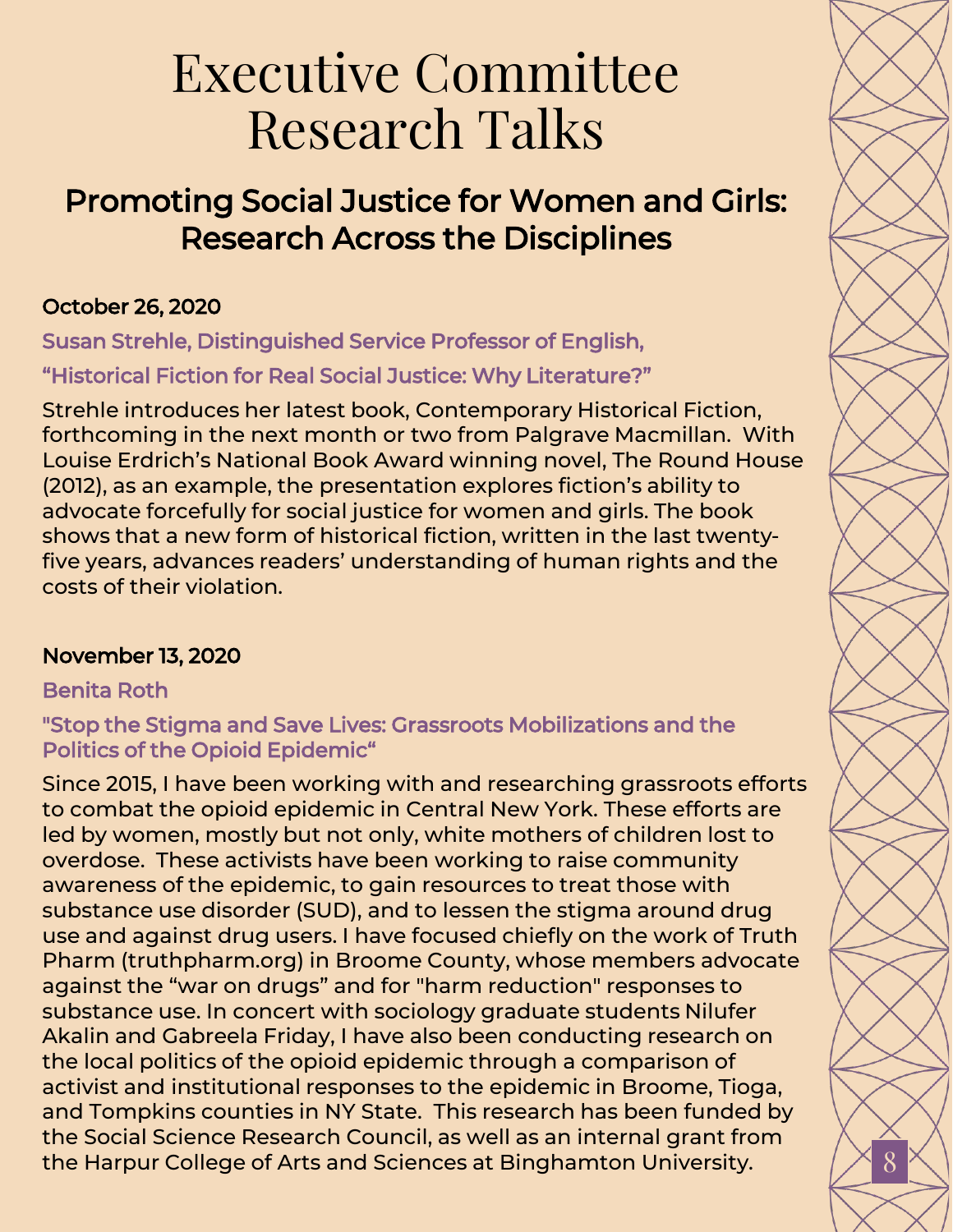# Executive Committee Research Talks

## Promoting Social Justice for Women and Girls: Research Across the Disciplines

**October 26, 2020**

**Susan Strehle, Distinguished Service Professor of English,**

**“Historical Fiction for Real Social Justice: Why Literature?”**

Strehle introduces her latest book, Contemporary Historical Fiction, forthcoming in the next month or two from Palgrave Macmillan. With Louise Erdrich’s National Book Award winning novel, The Round House (2012), as an example, the presentation explores fiction’s ability to advocate forcefully for social justice for women and girls. The book shows that a new form of historical fiction, written in the last twenty-five years, advances readers’ understanding of human rights and the costs of their violation.

**November 13, 2020**

**Benita Roth**

**"Stop the Stigma and Save Lives: Grassroots Mobilizations and the Politics of the Opioid Epidemic“**

Since 2015, I have been working with and researching grassroots efforts to combat the opioid epidemic in Central New York. These efforts are led by women, mostly but not only, white mothers of children lost to overdose. These activists have been working to raise community awareness of the epidemic, to gain resources to treat those with substance use disorder (SUD), and to lessen the stigma around drug use and against drug users. I have focused chiefly on the work of Truth Pharm (truthpharm.org) in Broome County, whose members advocate against the “war on drugs” and for "harm reduction" responses to substance use. In concert with sociology graduate students Nilufer Akalin and Gabreela Friday, I have also been conducting research on the local politics of the opioid epidemic through a comparison of activist and institutional responses to the epidemic in Broome, Tioga, and Tompkins counties in NY State. This research has been funded by the Social Science Research Council, as well as an internal grant from the Harpur College of Arts and Sciences at Binghamton University.